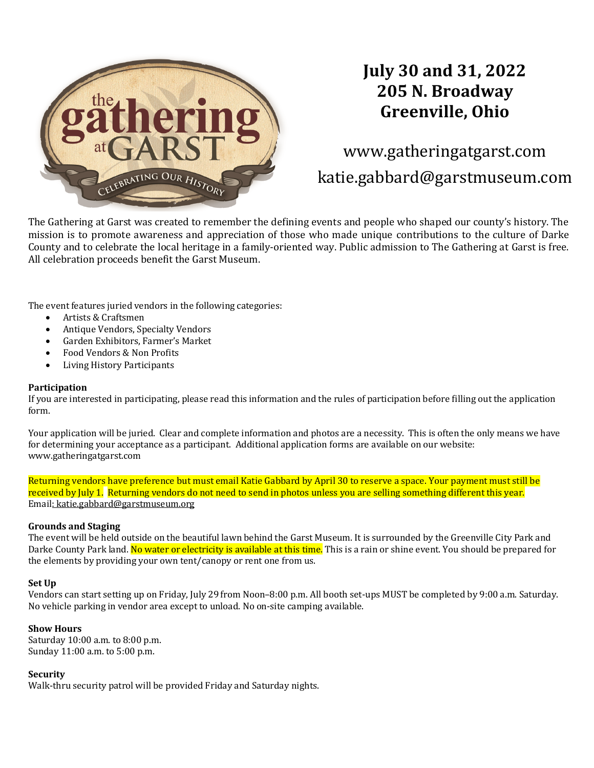# the gathering at GARST

CELEBRATING OUR HISTORY

## July 30 and 31, 2022
## 205 N. Broadway
## Greenville, Ohio

www.gatheringatgarst.com
katie.gabbard@garstmuseum.com

The Gathering at Garst was created to remember the defining events and people who shaped our county's history. The mission is to promote awareness and appreciation of those who made unique contributions to the culture of Darke County and to celebrate the local heritage in a family-oriented way. Public admission to The Gathering at Garst is free. All celebration proceeds benefit the Garst Museum.

The event features juried vendors in the following categories:

- Artists & Craftsmen
- Antique Vendors, Specialty Vendors
- Garden Exhibitors, Farmer's Market
- Food Vendors & Non Profits
- Living History Participants

**Participation**
If you are interested in participating, please read this information and the rules of participation before filling out the application form.

Your application will be juried. Clear and complete information and photos are a necessity. This is often the only means we have for determining your acceptance as a participant. Additional application forms are available on our website: www.gatheringatgarst.com

Returning vendors have preference but must email Katie Gabbard by April 30 to reserve a space. Your payment must still be received by July 1. Returning vendors do not need to send in photos unless you are selling something different this year.
Email: katie.gabbard@garstmuseum.org

**Grounds and Staging**
The event will be held outside on the beautiful lawn behind the Garst Museum. It is surrounded by the Greenville City Park and Darke County Park land. No water or electricity is available at this time. This is a rain or shine event. You should be prepared for the elements by providing your own tent/canopy or rent one from us.

**Set Up**
Vendors can start setting up on Friday, July 29 from Noon–8:00 p.m. All booth set-ups MUST be completed by 9:00 a.m. Saturday. No vehicle parking in vendor area except to unload. No on-site camping available.

**Show Hours**
Saturday 10:00 a.m. to 8:00 p.m.
Sunday 11:00 a.m. to 5:00 p.m.

**Security**
Walk-thru security patrol will be provided Friday and Saturday nights.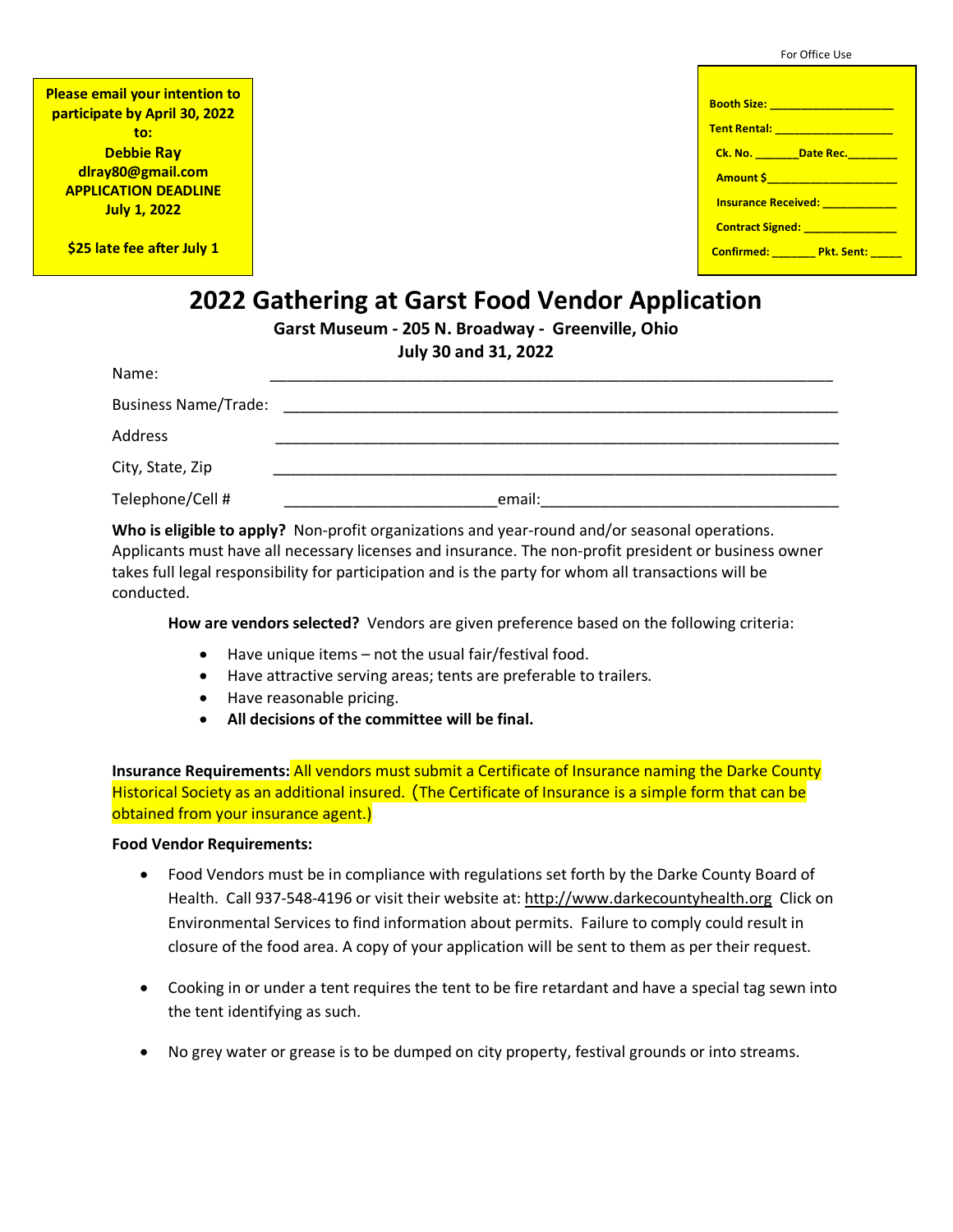For Office Use

**Booth Size:** ____________________

**Tent Rental:** ___________________

**Ck. No.** _______ **Date Rec.**________

**Amount $**_____________________

**Insurance Received:** ___________

**Contract Signed:** ______________

**Confirmed:** _______ **Pkt. Sent:** _____

**Please email your intention to participate by April 30, 2022 to:**
**Debbie Ray**
**dlray80@gmail.com**
**APPLICATION DEADLINE**
**July 1, 2022**

**$25 late fee after July 1**

# 2022 Gathering at Garst Food Vendor Application

**Garst Museum - 205 N. Broadway - Greenville, Ohio**

**July 30 and 31, 2022**

Name: ____________________________________________________________________

Business Name/Trade: ______________________________________________________

Address ____________________________________________________________________

City, State, Zip ____________________________________________________________

Telephone/Cell # _________________________ email:___________________________________

**Who is eligible to apply?** Non-profit organizations and year-round and/or seasonal operations. Applicants must have all necessary licenses and insurance. The non-profit president or business owner takes full legal responsibility for participation and is the party for whom all transactions will be conducted.

**How are vendors selected?** Vendors are given preference based on the following criteria:

- Have unique items – not the usual fair/festival food.
- Have attractive serving areas; tents are preferable to trailers.
- Have reasonable pricing.
- **All decisions of the committee will be final.**

**Insurance Requirements:** All vendors must submit a Certificate of Insurance naming the Darke County Historical Society as an additional insured. (The Certificate of Insurance is a simple form that can be obtained from your insurance agent.)

**Food Vendor Requirements:**

- Food Vendors must be in compliance with regulations set forth by the Darke County Board of Health. Call 937-548-4196 or visit their website at: http://www.darkecountyhealth.org Click on Environmental Services to find information about permits. Failure to comply could result in closure of the food area. A copy of your application will be sent to them as per their request.

- Cooking in or under a tent requires the tent to be fire retardant and have a special tag sewn into the tent identifying as such.

- No grey water or grease is to be dumped on city property, festival grounds or into streams.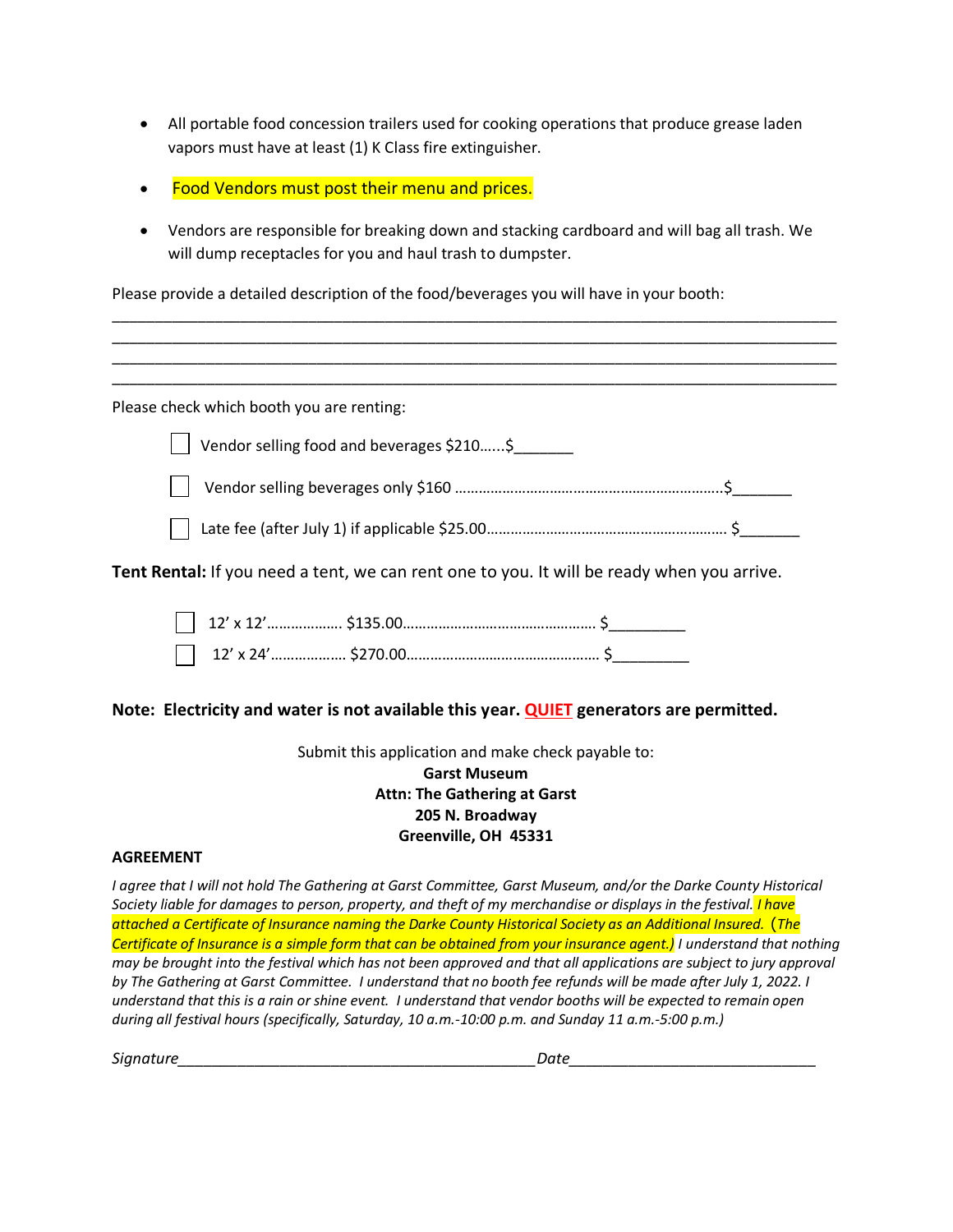- All portable food concession trailers used for cooking operations that produce grease laden vapors must have at least (1) K Class fire extinguisher.
- Food Vendors must post their menu and prices.
- Vendors are responsible for breaking down and stacking cardboard and will bag all trash. We will dump receptacles for you and haul trash to dumpster.

Please provide a detailed description of the food/beverages you will have in your booth:

______________________________________________________________________________________
______________________________________________________________________________________
______________________________________________________________________________________
______________________________________________________________________________________

Please check which booth you are renting:

- ☐ Vendor selling food and beverages $210......$_______
- ☐ Vendor selling beverages only $160 ..................................................................$_______
- ☐ Late fee (after July 1) if applicable $25.00........................................................... $_______

**Tent Rental:** If you need a tent, we can rent one to you. It will be ready when you arrive.

- ☐ 12' x 12'.................. $135.00................................................ $_________
- ☐ 12' x 24'.................. $270.00................................................ $_________

**Note: Electricity and water is not available this year. QUIET generators are permitted.**

Submit this application and make check payable to:
**Garst Museum**
**Attn: The Gathering at Garst**
**205 N. Broadway**
**Greenville, OH 45331**

**AGREEMENT**

*I agree that I will not hold The Gathering at Garst Committee, Garst Museum, and/or the Darke County Historical Society liable for damages to person, property, and theft of my merchandise or displays in the festival. I have attached a Certificate of Insurance naming the Darke County Historical Society as an Additional Insured. (The Certificate of Insurance is a simple form that can be obtained from your insurance agent.) I understand that nothing may be brought into the festival which has not been approved and that all applications are subject to jury approval by The Gathering at Garst Committee. I understand that no booth fee refunds will be made after July 1, 2022. I understand that this is a rain or shine event. I understand that vendor booths will be expected to remain open during all festival hours (specifically, Saturday, 10 a.m.-10:00 p.m. and Sunday 11 a.m.-5:00 p.m.)*

*Signature*___________________________________________*Date*_____________________________